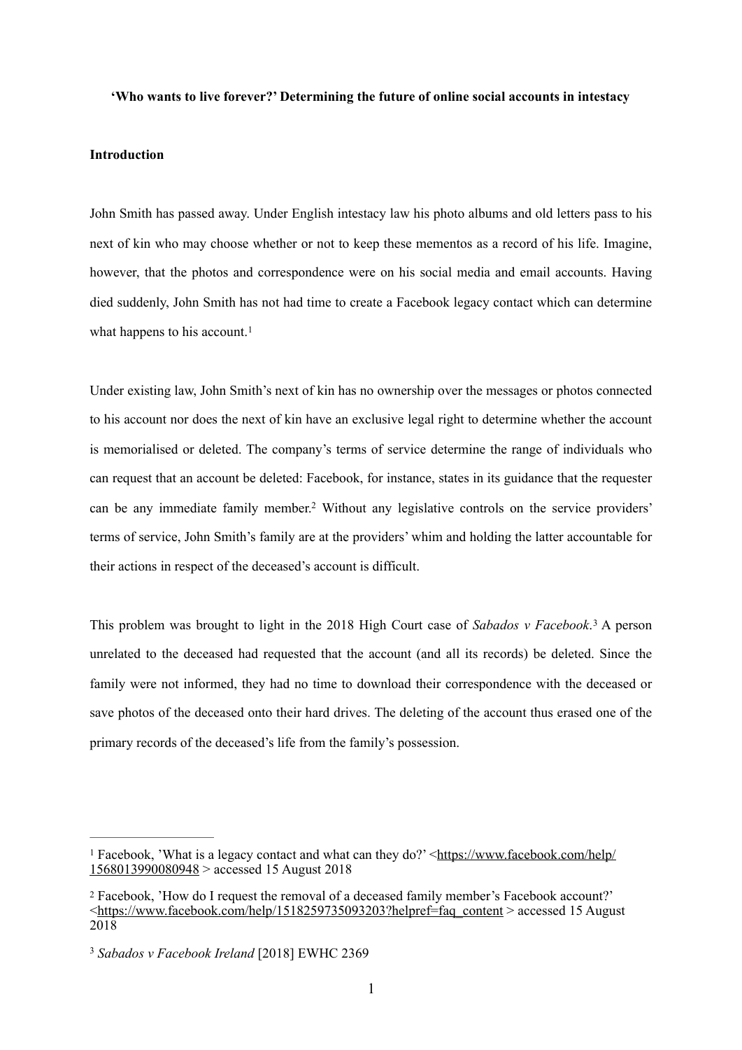**‘Who wants to live forever?’ Determining the future of online social accounts in intestacy**

**Introduction**

John Smith has passed away. Under English intestacy law his photo albums and old letters pass to his next of kin who may choose whether or not to keep these mementos as a record of his life. Imagine, however, that the photos and correspondence were on his social media and email accounts. Having died suddenly, John Smith has not had time to create a Facebook legacy contact which can determine what happens to his account.[1]

Under existing law, John Smith’s next of kin has no ownership over the messages or photos connected to his account nor does the next of kin have an exclusive legal right to determine whether the account is memorialised or deleted. The company’s terms of service determine the range of individuals who can request that an account be deleted: Facebook, for instance, states in its guidance that the requester can be any immediate family member.[2] Without any legislative controls on the service providers’ terms of service, John Smith’s family are at the providers’ whim and holding the latter accountable for their actions in respect of the deceased’s account is difficult.

This problem was brought to light in the 2018 High Court case of *Sabados v Facebook*.[3] A person unrelated to the deceased had requested that the account (and all its records) be deleted. Since the family were not informed, they had no time to download their correspondence with the deceased or save photos of the deceased onto their hard drives. The deleting of the account thus erased one of the primary records of the deceased’s life from the family’s possession.

---

[1] Facebook, ’What is a legacy contact and what can they do?’ <https://www.facebook.com/help/1568013990080948 > accessed 15 August 2018

[2] Facebook, ’How do I request the removal of a deceased family member’s Facebook account?’ <https://www.facebook.com/help/1518259735093203?helpref=faq_content > accessed 15 August 2018

[3] *Sabados v Facebook Ireland* [2018] EWHC 2369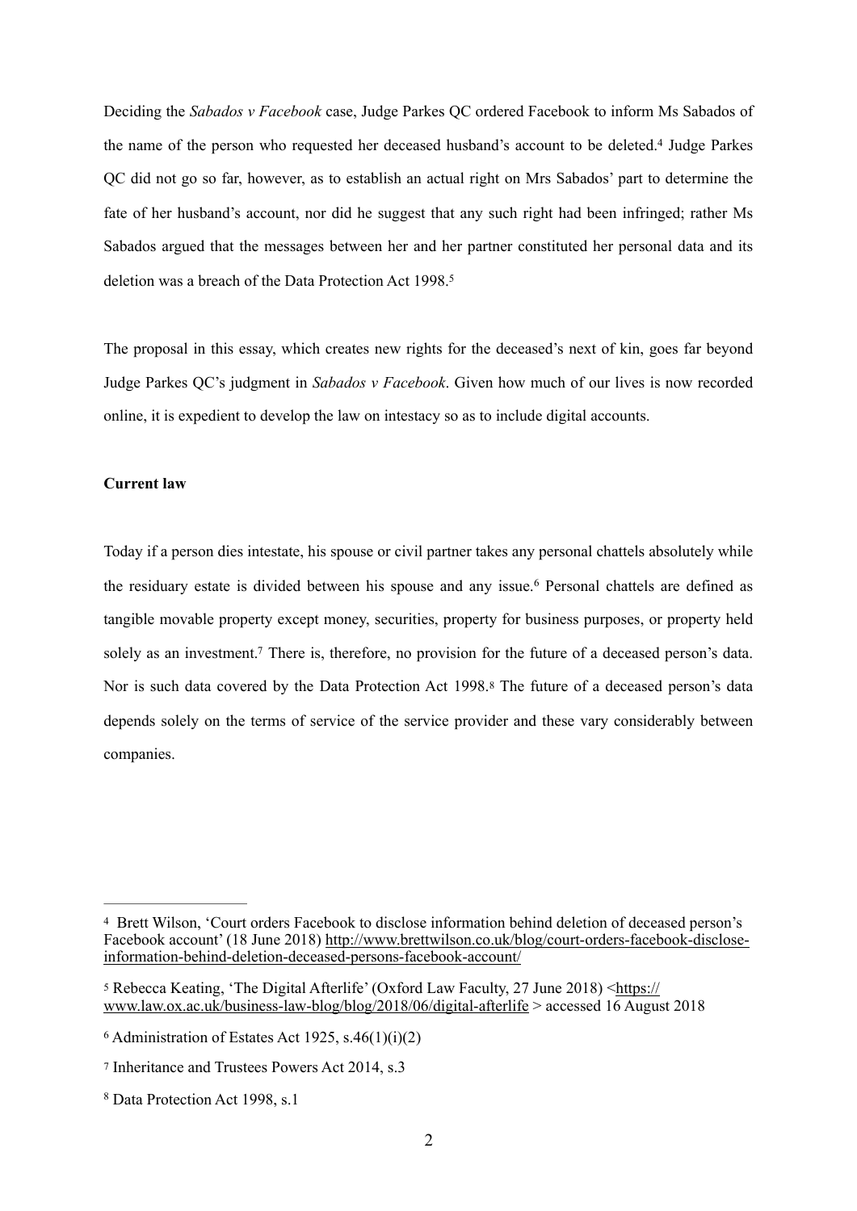Deciding the *Sabados v Facebook* case, Judge Parkes QC ordered Facebook to inform Ms Sabados of the name of the person who requested her deceased husband's account to be deleted.[4] Judge Parkes QC did not go so far, however, as to establish an actual right on Mrs Sabados' part to determine the fate of her husband's account, nor did he suggest that any such right had been infringed; rather Ms Sabados argued that the messages between her and her partner constituted her personal data and its deletion was a breach of the Data Protection Act 1998.[5]

The proposal in this essay, which creates new rights for the deceased's next of kin, goes far beyond Judge Parkes QC's judgment in *Sabados v Facebook*. Given how much of our lives is now recorded online, it is expedient to develop the law on intestacy so as to include digital accounts.

**Current law**

Today if a person dies intestate, his spouse or civil partner takes any personal chattels absolutely while the residuary estate is divided between his spouse and any issue.[6] Personal chattels are defined as tangible movable property except money, securities, property for business purposes, or property held solely as an investment.[7] There is, therefore, no provision for the future of a deceased person's data. Nor is such data covered by the Data Protection Act 1998.[8] The future of a deceased person's data depends solely on the terms of service of the service provider and these vary considerably between companies.

---

[4] Brett Wilson, 'Court orders Facebook to disclose information behind deletion of deceased person's Facebook account' (18 June 2018) http://www.brettwilson.co.uk/blog/court-orders-facebook-disclose-information-behind-deletion-deceased-persons-facebook-account/

[5] Rebecca Keating, 'The Digital Afterlife' (Oxford Law Faculty, 27 June 2018) <https://www.law.ox.ac.uk/business-law-blog/blog/2018/06/digital-afterlife > accessed 16 August 2018

[6] Administration of Estates Act 1925, s.46(1)(i)(2)

[7] Inheritance and Trustees Powers Act 2014, s.3

[8] Data Protection Act 1998, s.1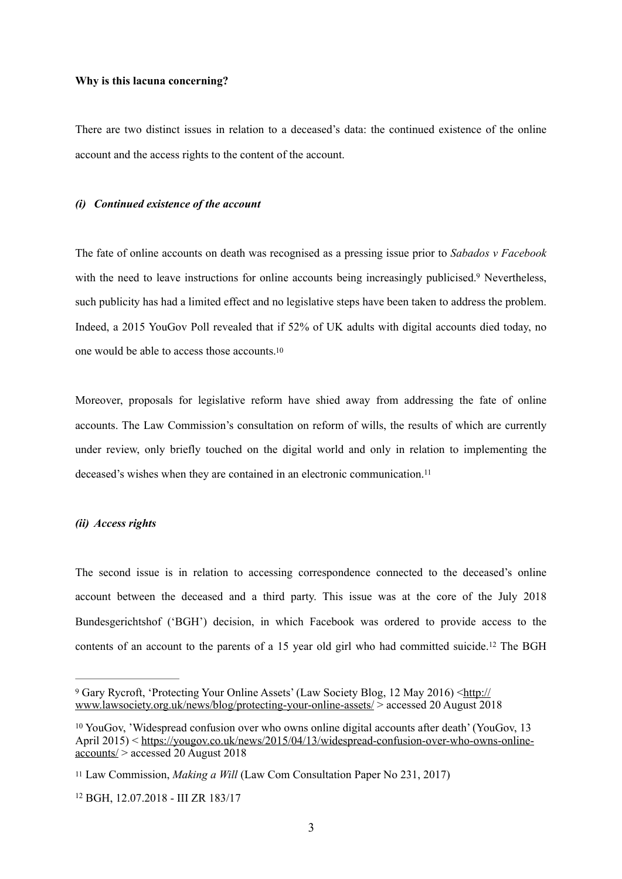**Why is this lacuna concerning?**

There are two distinct issues in relation to a deceased's data: the continued existence of the online account and the access rights to the content of the account.

***(i) Continued existence of the account***

The fate of online accounts on death was recognised as a pressing issue prior to *Sabados v Facebook* with the need to leave instructions for online accounts being increasingly publicised.[9] Nevertheless, such publicity has had a limited effect and no legislative steps have been taken to address the problem. Indeed, a 2015 YouGov Poll revealed that if 52% of UK adults with digital accounts died today, no one would be able to access those accounts.[10]

Moreover, proposals for legislative reform have shied away from addressing the fate of online accounts. The Law Commission's consultation on reform of wills, the results of which are currently under review, only briefly touched on the digital world and only in relation to implementing the deceased's wishes when they are contained in an electronic communication.[11]

***(ii) Access rights***

The second issue is in relation to accessing correspondence connected to the deceased's online account between the deceased and a third party. This issue was at the core of the July 2018 Bundesgerichtshof ('BGH') decision, in which Facebook was ordered to provide access to the contents of an account to the parents of a 15 year old girl who had committed suicide.[12] The BGH

---

[9] Gary Rycroft, 'Protecting Your Online Assets' (Law Society Blog, 12 May 2016) <http://www.lawsociety.org.uk/news/blog/protecting-your-online-assets/ > accessed 20 August 2018

[10] YouGov, 'Widespread confusion over who owns online digital accounts after death' (YouGov, 13 April 2015) < https://yougov.co.uk/news/2015/04/13/widespread-confusion-over-who-owns-online-accounts/ > accessed 20 August 2018

[11] Law Commission, *Making a Will* (Law Com Consultation Paper No 231, 2017)

[12] BGH, 12.07.2018 - III ZR 183/17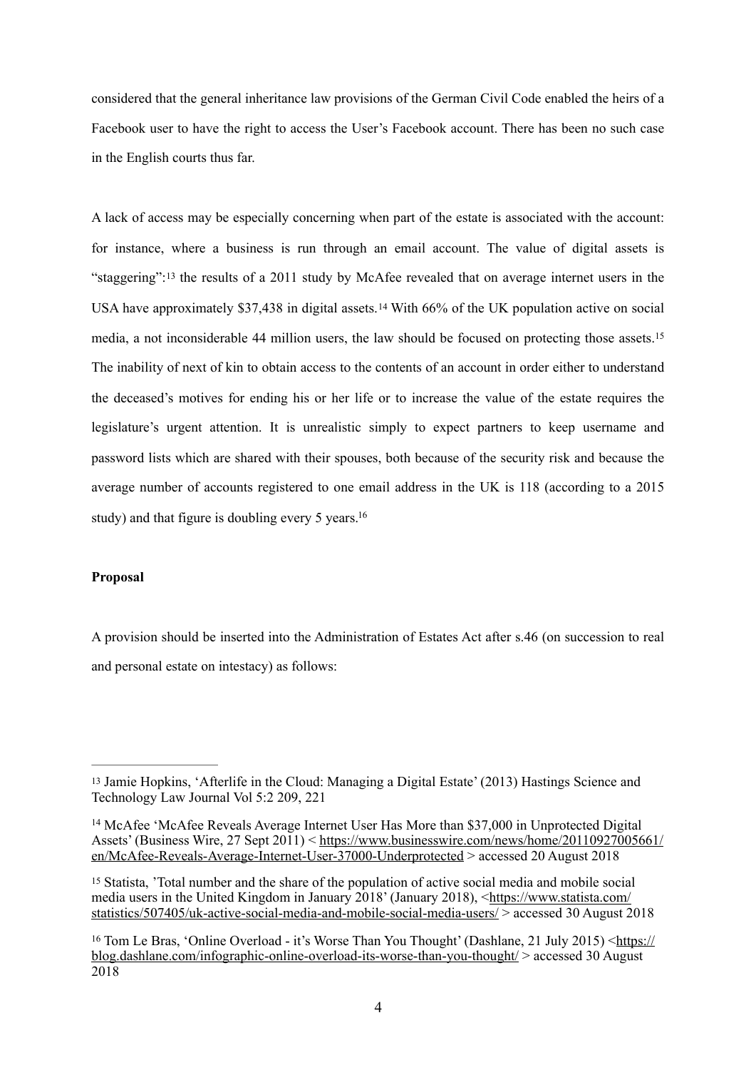considered that the general inheritance law provisions of the German Civil Code enabled the heirs of a Facebook user to have the right to access the User's Facebook account. There has been no such case in the English courts thus far.

A lack of access may be especially concerning when part of the estate is associated with the account: for instance, where a business is run through an email account. The value of digital assets is "staggering":[13] the results of a 2011 study by McAfee revealed that on average internet users in the USA have approximately $37,438 in digital assets.[14] With 66% of the UK population active on social media, a not inconsiderable 44 million users, the law should be focused on protecting those assets.[15] The inability of next of kin to obtain access to the contents of an account in order either to understand the deceased's motives for ending his or her life or to increase the value of the estate requires the legislature's urgent attention. It is unrealistic simply to expect partners to keep username and password lists which are shared with their spouses, both because of the security risk and because the average number of accounts registered to one email address in the UK is 118 (according to a 2015 study) and that figure is doubling every 5 years.[16]

**Proposal**

A provision should be inserted into the Administration of Estates Act after s.46 (on succession to real and personal estate on intestacy) as follows:

---

[13] Jamie Hopkins, 'Afterlife in the Cloud: Managing a Digital Estate' (2013) Hastings Science and Technology Law Journal Vol 5:2 209, 221

[14] McAfee 'McAfee Reveals Average Internet User Has More than $37,000 in Unprotected Digital Assets' (Business Wire, 27 Sept 2011) < https://www.businesswire.com/news/home/20110927005661/en/McAfee-Reveals-Average-Internet-User-37000-Underprotected > accessed 20 August 2018

[15] Statista, 'Total number and the share of the population of active social media and mobile social media users in the United Kingdom in January 2018' (January 2018), <https://www.statista.com/statistics/507405/uk-active-social-media-and-mobile-social-media-users/ > accessed 30 August 2018

[16] Tom Le Bras, 'Online Overload - it's Worse Than You Thought' (Dashlane, 21 July 2015) <https://blog.dashlane.com/infographic-online-overload-its-worse-than-you-thought/ > accessed 30 August 2018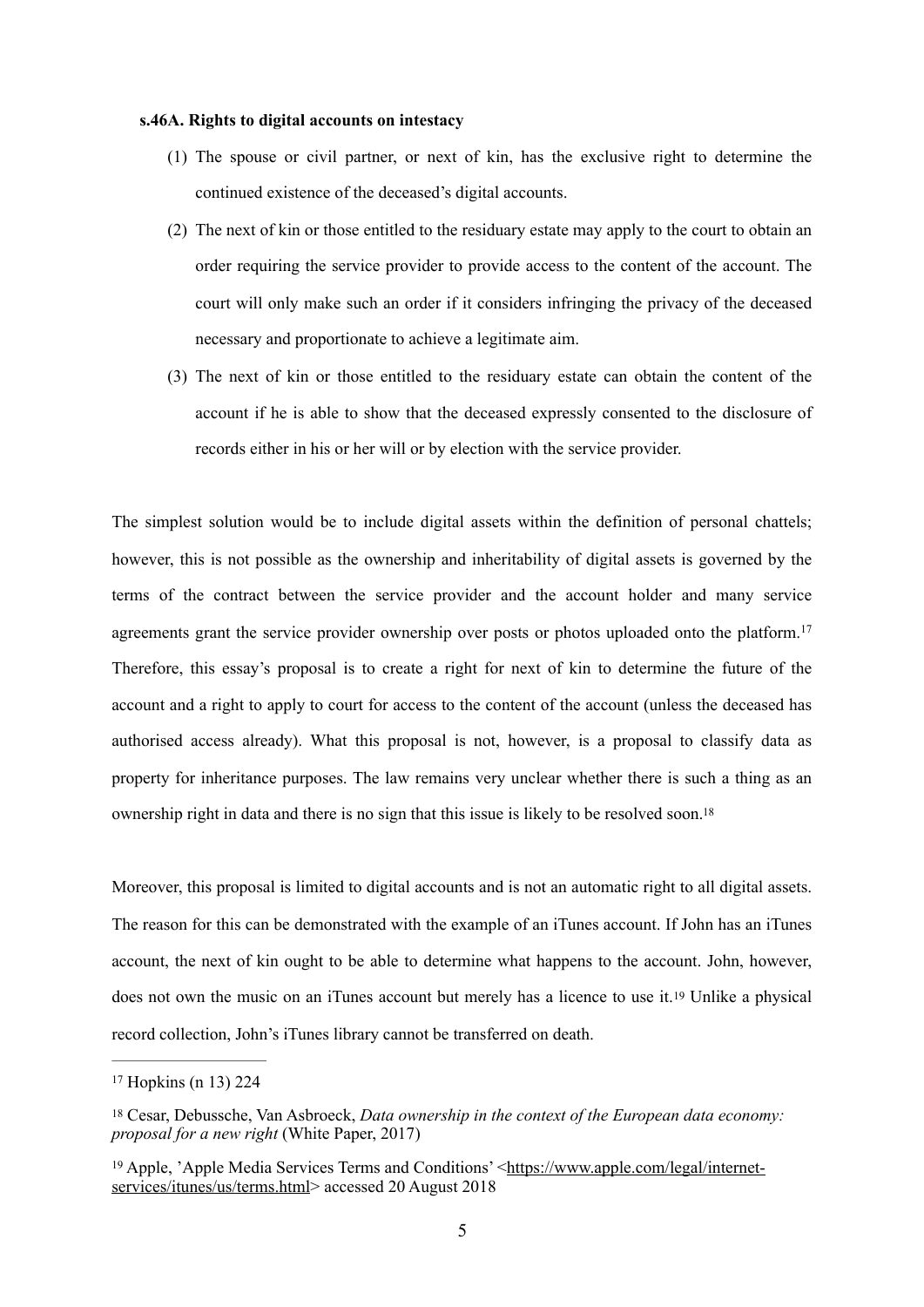**s.46A. Rights to digital accounts on intestacy**

(1) The spouse or civil partner, or next of kin, has the exclusive right to determine the continued existence of the deceased's digital accounts.

(2) The next of kin or those entitled to the residuary estate may apply to the court to obtain an order requiring the service provider to provide access to the content of the account. The court will only make such an order if it considers infringing the privacy of the deceased necessary and proportionate to achieve a legitimate aim.

(3) The next of kin or those entitled to the residuary estate can obtain the content of the account if he is able to show that the deceased expressly consented to the disclosure of records either in his or her will or by election with the service provider.

The simplest solution would be to include digital assets within the definition of personal chattels; however, this is not possible as the ownership and inheritability of digital assets is governed by the terms of the contract between the service provider and the account holder and many service agreements grant the service provider ownership over posts or photos uploaded onto the platform.[17] Therefore, this essay's proposal is to create a right for next of kin to determine the future of the account and a right to apply to court for access to the content of the account (unless the deceased has authorised access already). What this proposal is not, however, is a proposal to classify data as property for inheritance purposes. The law remains very unclear whether there is such a thing as an ownership right in data and there is no sign that this issue is likely to be resolved soon.[18]

Moreover, this proposal is limited to digital accounts and is not an automatic right to all digital assets. The reason for this can be demonstrated with the example of an iTunes account. If John has an iTunes account, the next of kin ought to be able to determine what happens to the account. John, however, does not own the music on an iTunes account but merely has a licence to use it.[19] Unlike a physical record collection, John's iTunes library cannot be transferred on death.

---

[17] Hopkins (n 13) 224

[18] Cesar, Debussche, Van Asbroeck, *Data ownership in the context of the European data economy: proposal for a new right* (White Paper, 2017)

[19] Apple, 'Apple Media Services Terms and Conditions' <https://www.apple.com/legal/internet-services/itunes/us/terms.html> accessed 20 August 2018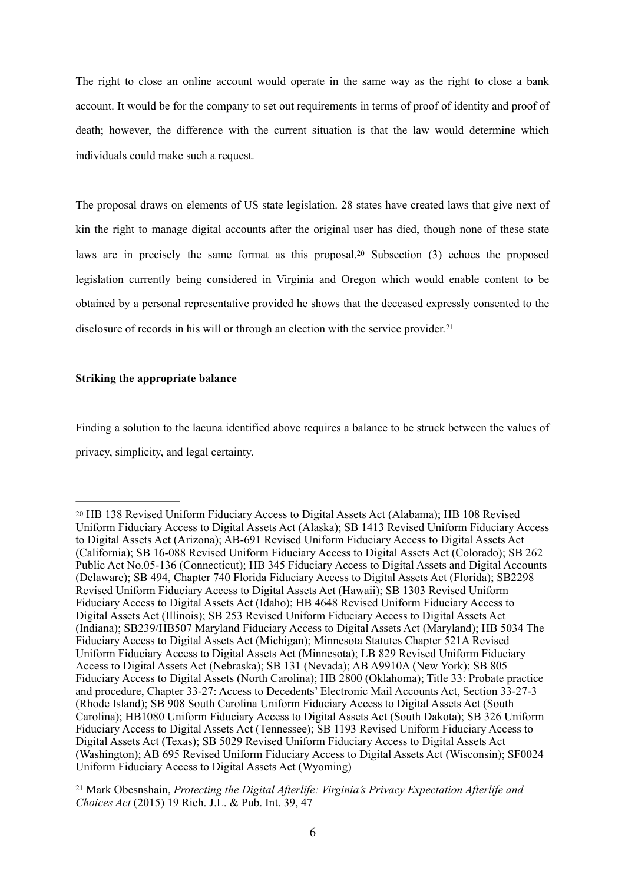The right to close an online account would operate in the same way as the right to close a bank account. It would be for the company to set out requirements in terms of proof of identity and proof of death; however, the difference with the current situation is that the law would determine which individuals could make such a request.

The proposal draws on elements of US state legislation. 28 states have created laws that give next of kin the right to manage digital accounts after the original user has died, though none of these state laws are in precisely the same format as this proposal.[20] Subsection (3) echoes the proposed legislation currently being considered in Virginia and Oregon which would enable content to be obtained by a personal representative provided he shows that the deceased expressly consented to the disclosure of records in his will or through an election with the service provider.[21]

**Striking the appropriate balance**

Finding a solution to the lacuna identified above requires a balance to be struck between the values of privacy, simplicity, and legal certainty.

---

[20] HB 138 Revised Uniform Fiduciary Access to Digital Assets Act (Alabama); HB 108 Revised Uniform Fiduciary Access to Digital Assets Act (Alaska); SB 1413 Revised Uniform Fiduciary Access to Digital Assets Act (Arizona); AB-691 Revised Uniform Fiduciary Access to Digital Assets Act (California); SB 16-088 Revised Uniform Fiduciary Access to Digital Assets Act (Colorado); SB 262 Public Act No.05-136 (Connecticut); HB 345 Fiduciary Access to Digital Assets and Digital Accounts (Delaware); SB 494, Chapter 740 Florida Fiduciary Access to Digital Assets Act (Florida); SB2298 Revised Uniform Fiduciary Access to Digital Assets Act (Hawaii); SB 1303 Revised Uniform Fiduciary Access to Digital Assets Act (Idaho); HB 4648 Revised Uniform Fiduciary Access to Digital Assets Act (Illinois); SB 253 Revised Uniform Fiduciary Access to Digital Assets Act (Indiana); SB239/HB507 Maryland Fiduciary Access to Digital Assets Act (Maryland); HB 5034 The Fiduciary Access to Digital Assets Act (Michigan); Minnesota Statutes Chapter 521A Revised Uniform Fiduciary Access to Digital Assets Act (Minnesota); LB 829 Revised Uniform Fiduciary Access to Digital Assets Act (Nebraska); SB 131 (Nevada); AB A9910A (New York); SB 805 Fiduciary Access to Digital Assets (North Carolina); HB 2800 (Oklahoma); Title 33: Probate practice and procedure, Chapter 33-27: Access to Decedents' Electronic Mail Accounts Act, Section 33-27-3 (Rhode Island); SB 908 South Carolina Uniform Fiduciary Access to Digital Assets Act (South Carolina); HB1080 Uniform Fiduciary Access to Digital Assets Act (South Dakota); SB 326 Uniform Fiduciary Access to Digital Assets Act (Tennessee); SB 1193 Revised Uniform Fiduciary Access to Digital Assets Act (Texas); SB 5029 Revised Uniform Fiduciary Access to Digital Assets Act (Washington); AB 695 Revised Uniform Fiduciary Access to Digital Assets Act (Wisconsin); SF0024 Uniform Fiduciary Access to Digital Assets Act (Wyoming)

[21] Mark Obesnshain, *Protecting the Digital Afterlife: Virginia's Privacy Expectation Afterlife and Choices Act* (2015) 19 Rich. J.L. & Pub. Int. 39, 47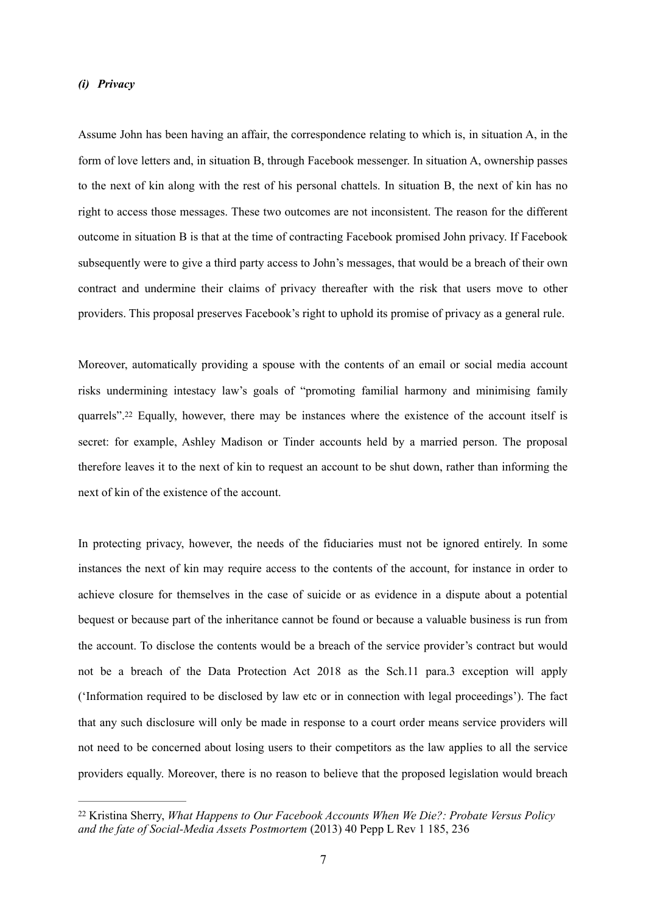### *(i) Privacy*

Assume John has been having an affair, the correspondence relating to which is, in situation A, in the form of love letters and, in situation B, through Facebook messenger. In situation A, ownership passes to the next of kin along with the rest of his personal chattels. In situation B, the next of kin has no right to access those messages. These two outcomes are not inconsistent. The reason for the different outcome in situation B is that at the time of contracting Facebook promised John privacy. If Facebook subsequently were to give a third party access to John's messages, that would be a breach of their own contract and undermine their claims of privacy thereafter with the risk that users move to other providers. This proposal preserves Facebook's right to uphold its promise of privacy as a general rule.

Moreover, automatically providing a spouse with the contents of an email or social media account risks undermining intestacy law's goals of "promoting familial harmony and minimising family quarrels".[22] Equally, however, there may be instances where the existence of the account itself is secret: for example, Ashley Madison or Tinder accounts held by a married person. The proposal therefore leaves it to the next of kin to request an account to be shut down, rather than informing the next of kin of the existence of the account.

In protecting privacy, however, the needs of the fiduciaries must not be ignored entirely. In some instances the next of kin may require access to the contents of the account, for instance in order to achieve closure for themselves in the case of suicide or as evidence in a dispute about a potential bequest or because part of the inheritance cannot be found or because a valuable business is run from the account. To disclose the contents would be a breach of the service provider's contract but would not be a breach of the Data Protection Act 2018 as the Sch.11 para.3 exception will apply ('Information required to be disclosed by law etc or in connection with legal proceedings'). The fact that any such disclosure will only be made in response to a court order means service providers will not need to be concerned about losing users to their competitors as the law applies to all the service providers equally. Moreover, there is no reason to believe that the proposed legislation would breach

---

[22] Kristina Sherry, *What Happens to Our Facebook Accounts When We Die?: Probate Versus Policy and the fate of Social-Media Assets Postmortem* (2013) 40 Pepp L Rev 1 185, 236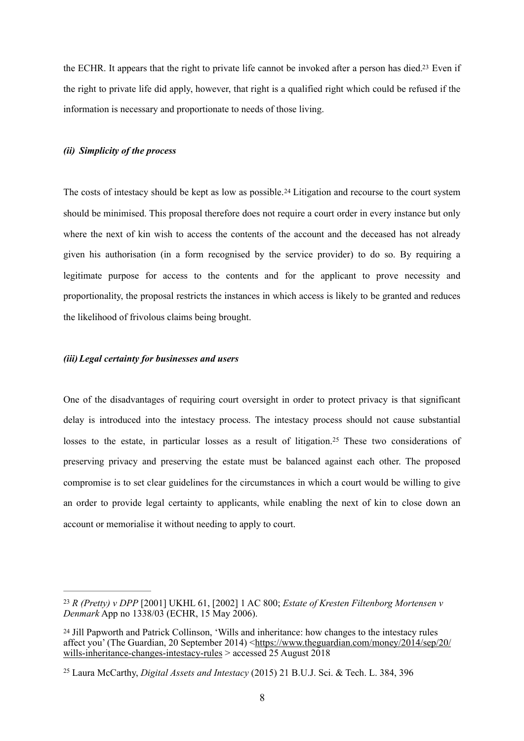the ECHR. It appears that the right to private life cannot be invoked after a person has died.[23] Even if the right to private life did apply, however, that right is a qualified right which could be refused if the information is necessary and proportionate to needs of those living.

#### *(ii) Simplicity of the process*

The costs of intestacy should be kept as low as possible.[24] Litigation and recourse to the court system should be minimised. This proposal therefore does not require a court order in every instance but only where the next of kin wish to access the contents of the account and the deceased has not already given his authorisation (in a form recognised by the service provider) to do so. By requiring a legitimate purpose for access to the contents and for the applicant to prove necessity and proportionality, the proposal restricts the instances in which access is likely to be granted and reduces the likelihood of frivolous claims being brought.

#### *(iii) Legal certainty for businesses and users*

One of the disadvantages of requiring court oversight in order to protect privacy is that significant delay is introduced into the intestacy process. The intestacy process should not cause substantial losses to the estate, in particular losses as a result of litigation.[25] These two considerations of preserving privacy and preserving the estate must be balanced against each other. The proposed compromise is to set clear guidelines for the circumstances in which a court would be willing to give an order to provide legal certainty to applicants, while enabling the next of kin to close down an account or memorialise it without needing to apply to court.

---

[23] *R (Pretty) v DPP* [2001] UKHL 61, [2002] 1 AC 800; *Estate of Kresten Filtenborg Mortensen v Denmark* App no 1338/03 (ECHR, 15 May 2006).

[24] Jill Papworth and Patrick Collinson, 'Wills and inheritance: how changes to the intestacy rules affect you' (The Guardian, 20 September 2014) <https://www.theguardian.com/money/2014/sep/20/wills-inheritance-changes-intestacy-rules > accessed 25 August 2018

[25] Laura McCarthy, *Digital Assets and Intestacy* (2015) 21 B.U.J. Sci. & Tech. L. 384, 396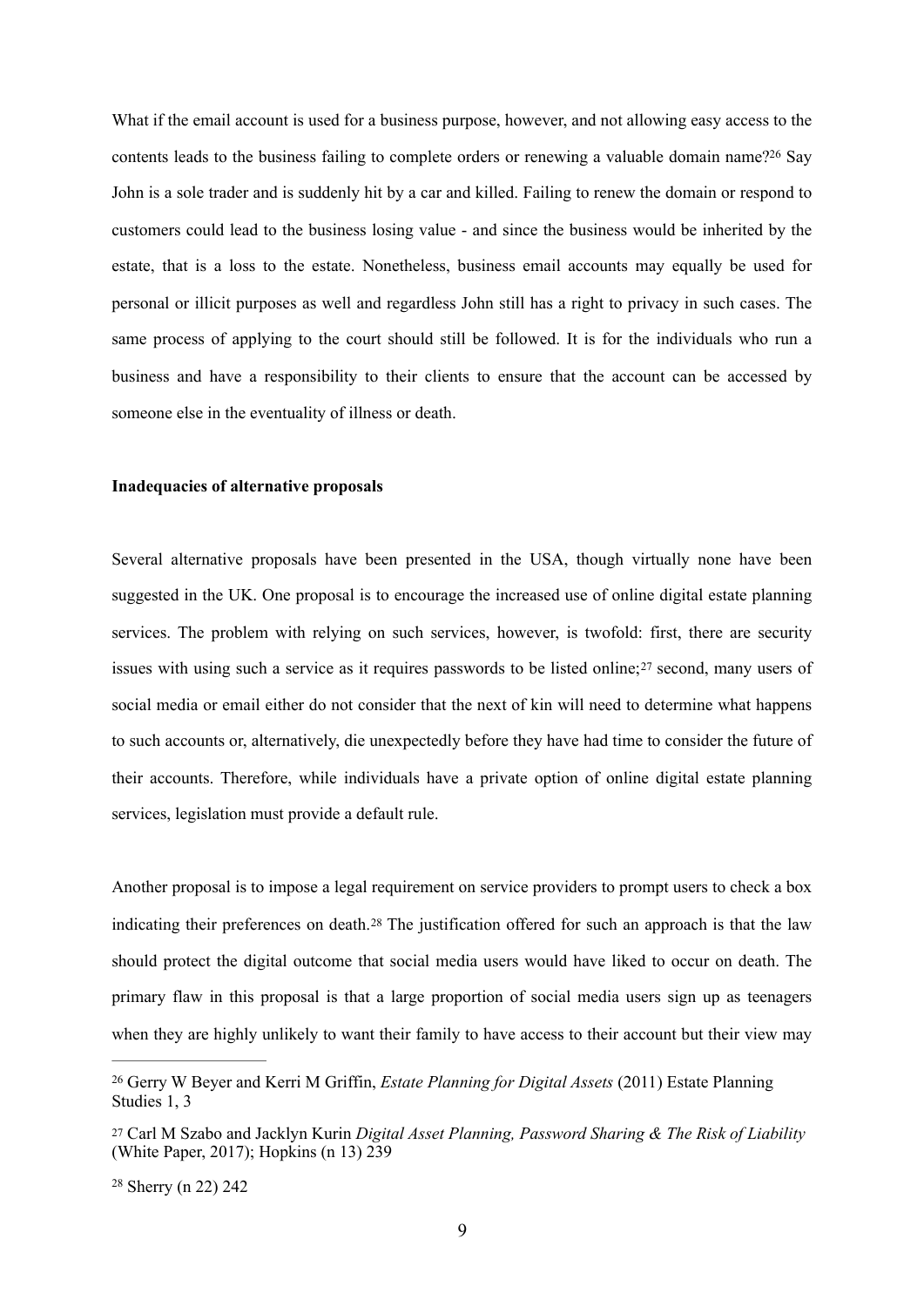What if the email account is used for a business purpose, however, and not allowing easy access to the contents leads to the business failing to complete orders or renewing a valuable domain name?[26] Say John is a sole trader and is suddenly hit by a car and killed. Failing to renew the domain or respond to customers could lead to the business losing value - and since the business would be inherited by the estate, that is a loss to the estate. Nonetheless, business email accounts may equally be used for personal or illicit purposes as well and regardless John still has a right to privacy in such cases. The same process of applying to the court should still be followed. It is for the individuals who run a business and have a responsibility to their clients to ensure that the account can be accessed by someone else in the eventuality of illness or death.

**Inadequacies of alternative proposals**

Several alternative proposals have been presented in the USA, though virtually none have been suggested in the UK. One proposal is to encourage the increased use of online digital estate planning services. The problem with relying on such services, however, is twofold: first, there are security issues with using such a service as it requires passwords to be listed online;[27] second, many users of social media or email either do not consider that the next of kin will need to determine what happens to such accounts or, alternatively, die unexpectedly before they have had time to consider the future of their accounts. Therefore, while individuals have a private option of online digital estate planning services, legislation must provide a default rule.

Another proposal is to impose a legal requirement on service providers to prompt users to check a box indicating their preferences on death.[28] The justification offered for such an approach is that the law should protect the digital outcome that social media users would have liked to occur on death. The primary flaw in this proposal is that a large proportion of social media users sign up as teenagers when they are highly unlikely to want their family to have access to their account but their view may

---

[26] Gerry W Beyer and Kerri M Griffin, *Estate Planning for Digital Assets* (2011) Estate Planning Studies 1, 3

[27] Carl M Szabo and Jacklyn Kurin *Digital Asset Planning, Password Sharing & The Risk of Liability* (White Paper, 2017); Hopkins (n 13) 239

[28] Sherry (n 22) 242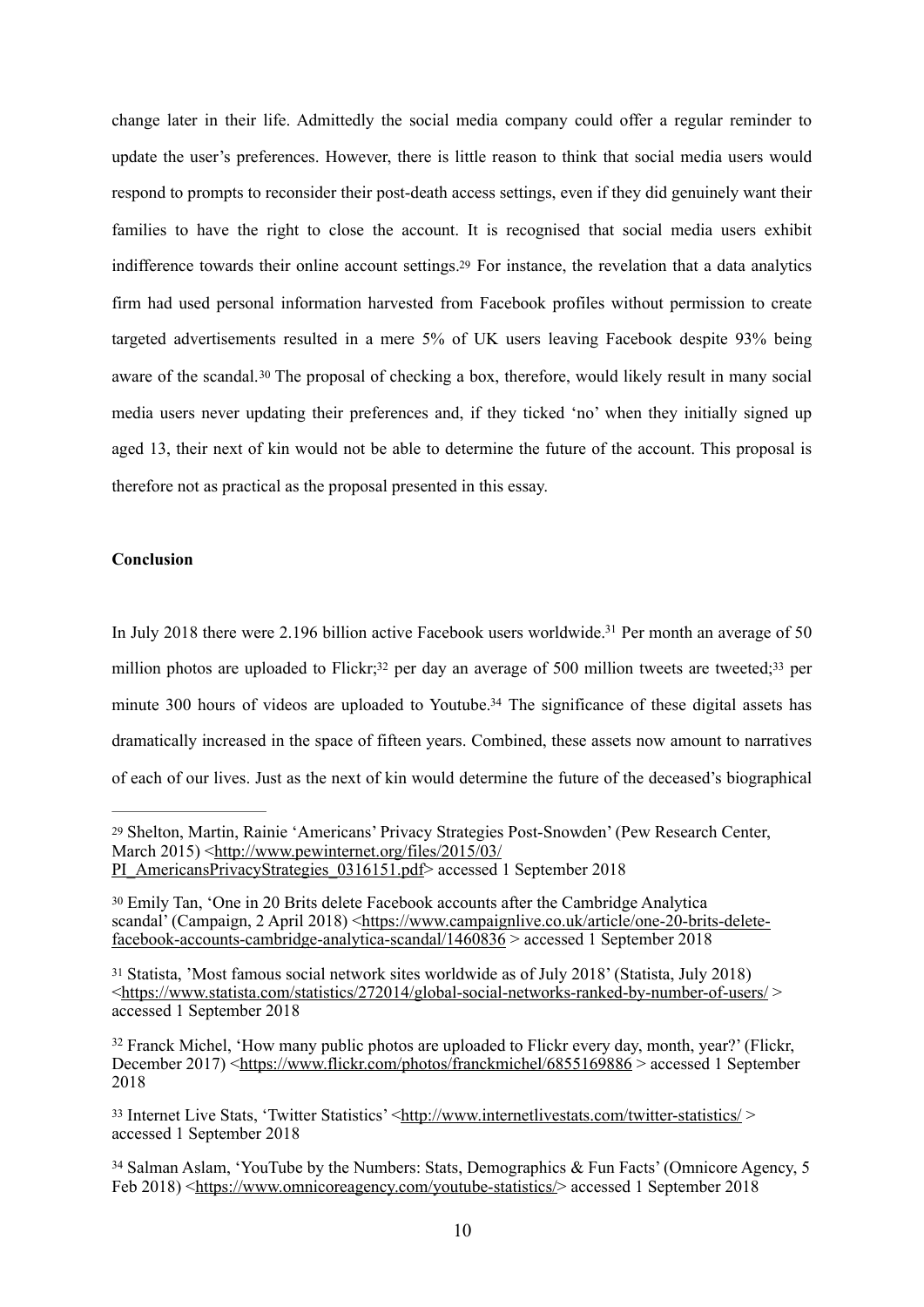change later in their life. Admittedly the social media company could offer a regular reminder to update the user's preferences. However, there is little reason to think that social media users would respond to prompts to reconsider their post-death access settings, even if they did genuinely want their families to have the right to close the account. It is recognised that social media users exhibit indifference towards their online account settings.[29] For instance, the revelation that a data analytics firm had used personal information harvested from Facebook profiles without permission to create targeted advertisements resulted in a mere 5% of UK users leaving Facebook despite 93% being aware of the scandal.[30] The proposal of checking a box, therefore, would likely result in many social media users never updating their preferences and, if they ticked 'no' when they initially signed up aged 13, their next of kin would not be able to determine the future of the account. This proposal is therefore not as practical as the proposal presented in this essay.

**Conclusion**

In July 2018 there were 2.196 billion active Facebook users worldwide.[31] Per month an average of 50 million photos are uploaded to Flickr;[32] per day an average of 500 million tweets are tweeted;[33] per minute 300 hours of videos are uploaded to Youtube.[34] The significance of these digital assets has dramatically increased in the space of fifteen years. Combined, these assets now amount to narratives of each of our lives. Just as the next of kin would determine the future of the deceased's biographical

---

[29] Shelton, Martin, Rainie 'Americans' Privacy Strategies Post-Snowden' (Pew Research Center, March 2015) <http://www.pewinternet.org/files/2015/03/PI_AmericansPrivacyStrategies_0316151.pdf> accessed 1 September 2018

[30] Emily Tan, 'One in 20 Brits delete Facebook accounts after the Cambridge Analytica scandal' (Campaign, 2 April 2018) <https://www.campaignlive.co.uk/article/one-20-brits-delete-facebook-accounts-cambridge-analytica-scandal/1460836 > accessed 1 September 2018

[31] Statista, 'Most famous social network sites worldwide as of July 2018' (Statista, July 2018) <https://www.statista.com/statistics/272014/global-social-networks-ranked-by-number-of-users/ > accessed 1 September 2018

[32] Franck Michel, 'How many public photos are uploaded to Flickr every day, month, year?' (Flickr, December 2017) <https://www.flickr.com/photos/franckmichel/6855169886 > accessed 1 September 2018

[33] Internet Live Stats, 'Twitter Statistics' <http://www.internetlivestats.com/twitter-statistics/ > accessed 1 September 2018

[34] Salman Aslam, 'YouTube by the Numbers: Stats, Demographics & Fun Facts' (Omnicore Agency, 5 Feb 2018) <https://www.omnicoreagency.com/youtube-statistics/> accessed 1 September 2018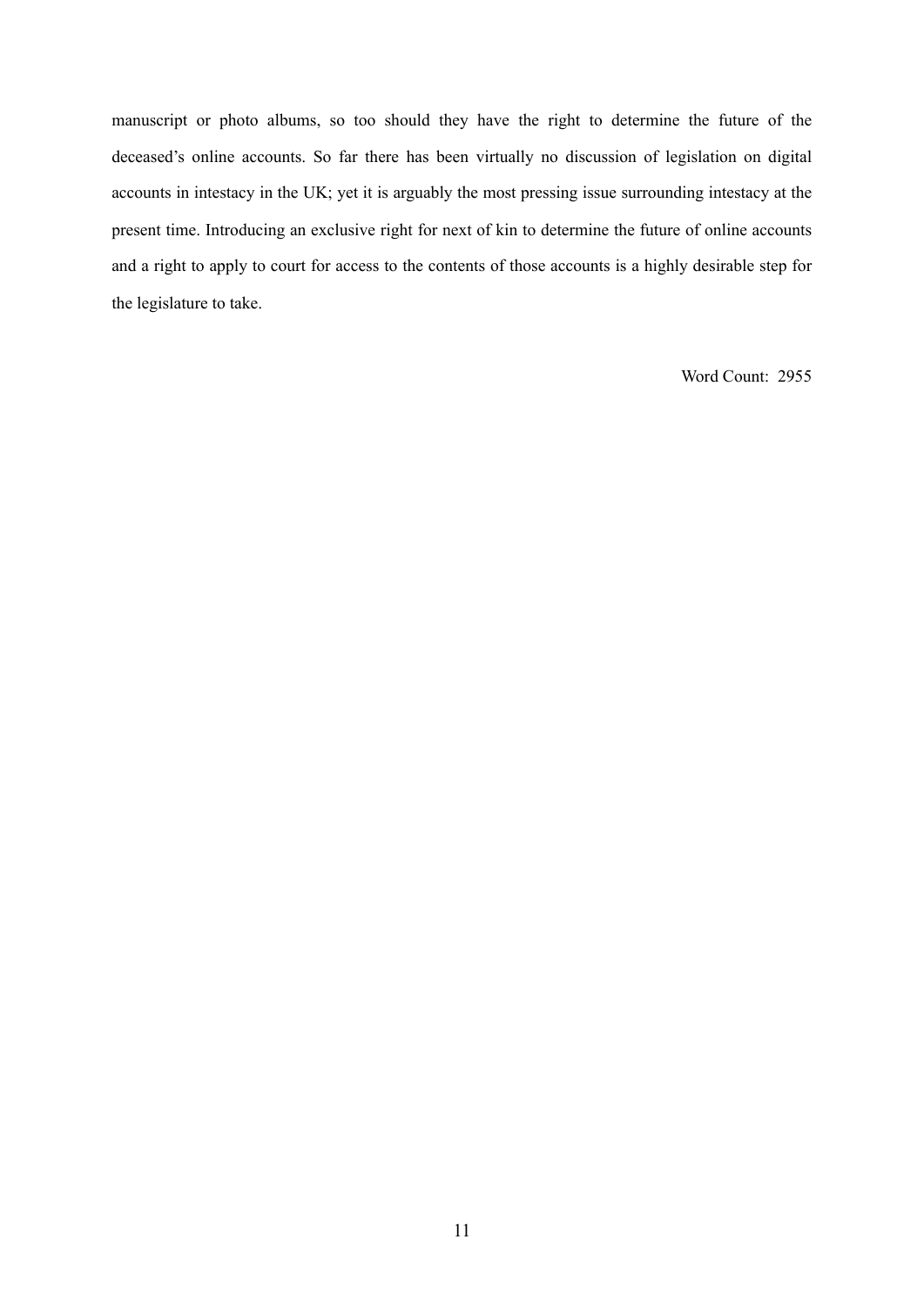manuscript or photo albums, so too should they have the right to determine the future of the deceased's online accounts. So far there has been virtually no discussion of legislation on digital accounts in intestacy in the UK; yet it is arguably the most pressing issue surrounding intestacy at the present time. Introducing an exclusive right for next of kin to determine the future of online accounts and a right to apply to court for access to the contents of those accounts is a highly desirable step for the legislature to take.

Word Count: 2955